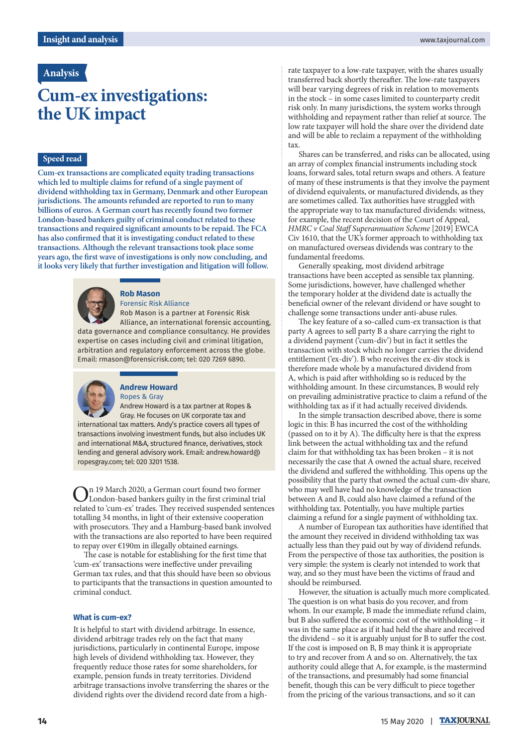Analysis

# Cum-ex investigations: the UK impact

## Speed read

**Cum-ex transactions are complicated equity trading transactions which led to multiple claims for refund of a single payment of dividend withholding tax in Germany, Denmark and other European jurisdictions. The amounts refunded are reported to run to many billions of euros. A German court has recently found two former London-based bankers guilty of criminal conduct related to these transactions and required significant amounts to be repaid. The FCA has also confirmed that it is investigating conduct related to these transactions. Although the relevant transactions took place some years ago, the first wave of investigations is only now concluding, and it looks very likely that further investigation and litigation will follow.**

**Rob Mason**
Forensic Risk Alliance
Rob Mason is a partner at Forensic Risk Alliance, an international forensic accounting, data governance and compliance consultancy. He provides expertise on cases including civil and criminal litigation, arbitration and regulatory enforcement across the globe. Email: rmason@forensicrisk.com; tel: 020 7269 6890.

**Andrew Howard**
Ropes & Gray
Andrew Howard is a tax partner at Ropes & Gray. He focuses on UK corporate tax and international tax matters. Andy's practice covers all types of transactions involving investment funds, but also includes UK and international M&A, structured finance, derivatives, stock lending and general advisory work. Email: andrew.howard@ropesgray.com; tel: 020 3201 1538.

On 19 March 2020, a German court found two former London-based bankers guilty in the first criminal trial related to 'cum-ex' trades. They received suspended sentences totalling 34 months, in light of their extensive cooperation with prosecutors. They and a Hamburg-based bank involved with the transactions are also reported to have been required to repay over €190m in illegally obtained earnings.

The case is notable for establishing for the first time that 'cum-ex' transactions were ineffective under prevailing German tax rules, and that this should have been so obvious to participants that the transactions in question amounted to criminal conduct.

### What is cum-ex?

It is helpful to start with dividend arbitrage. In essence, dividend arbitrage trades rely on the fact that many jurisdictions, particularly in continental Europe, impose high levels of dividend withholding tax. However, they frequently reduce those rates for some shareholders, for example, pension funds in treaty territories. Dividend arbitrage transactions involve transferring the shares or the dividend rights over the dividend record date from a high-rate taxpayer to a low-rate taxpayer, with the shares usually transferred back shortly thereafter. The low-rate taxpayers will bear varying degrees of risk in relation to movements in the stock – in some cases limited to counterparty credit risk only. In many jurisdictions, the system works through withholding and repayment rather than relief at source. The low rate taxpayer will hold the share over the dividend date and will be able to reclaim a repayment of the withholding tax.

Shares can be transferred, and risks can be allocated, using an array of complex financial instruments including stock loans, forward sales, total return swaps and others. A feature of many of these instruments is that they involve the payment of dividend equivalents, or manufactured dividends, as they are sometimes called. Tax authorities have struggled with the appropriate way to tax manufactured dividends: witness, for example, the recent decision of the Court of Appeal, *HMRC v Coal Staff Superannuation Scheme* [2019] EWCA Civ 1610, that the UK's former approach to withholding tax on manufactured overseas dividends was contrary to the fundamental freedoms.

Generally speaking, most dividend arbitrage transactions have been accepted as sensible tax planning. Some jurisdictions, however, have challenged whether the temporary holder at the dividend date is actually the beneficial owner of the relevant dividend or have sought to challenge some transactions under anti-abuse rules.

The key feature of a so-called cum-ex transaction is that party A agrees to sell party B a share carrying the right to a dividend payment ('cum-div') but in fact it settles the transaction with stock which no longer carries the dividend entitlement ('ex-div'). B who receives the ex-div stock is therefore made whole by a manufactured dividend from A, which is paid after withholding so is reduced by the withholding amount. In these circumstances, B would rely on prevailing administrative practice to claim a refund of the withholding tax as if it had actually received dividends.

In the simple transaction described above, there is some logic in this: B has incurred the cost of the withholding (passed on to it by A). The difficulty here is that the express link between the actual withholding tax and the refund claim for that withholding tax has been broken – it is not necessarily the case that A owned the actual share, received the dividend and suffered the withholding. This opens up the possibility that the party that owned the actual cum-div share, who may well have had no knowledge of the transaction between A and B, could also have claimed a refund of the withholding tax. Potentially, you have multiple parties claiming a refund for a single payment of withholding tax.

A number of European tax authorities have identified that the amount they received in dividend withholding tax was actually less than they paid out by way of dividend refunds. From the perspective of those tax authorities, the position is very simple: the system is clearly not intended to work that way, and so they must have been the victims of fraud and should be reimbursed.

However, the situation is actually much more complicated. The question is on what basis do you recover, and from whom. In our example, B made the immediate refund claim, but B also suffered the economic cost of the withholding – it was in the same place as if it had held the share and received the dividend – so it is arguably unjust for B to suffer the cost. If the cost is imposed on B, B may think it is appropriate to try and recover from A and so on. Alternatively, the tax authority could allege that A, for example, is the mastermind of the transactions, and presumably had some financial benefit, though this can be very difficult to piece together from the pricing of the various transactions, and so it can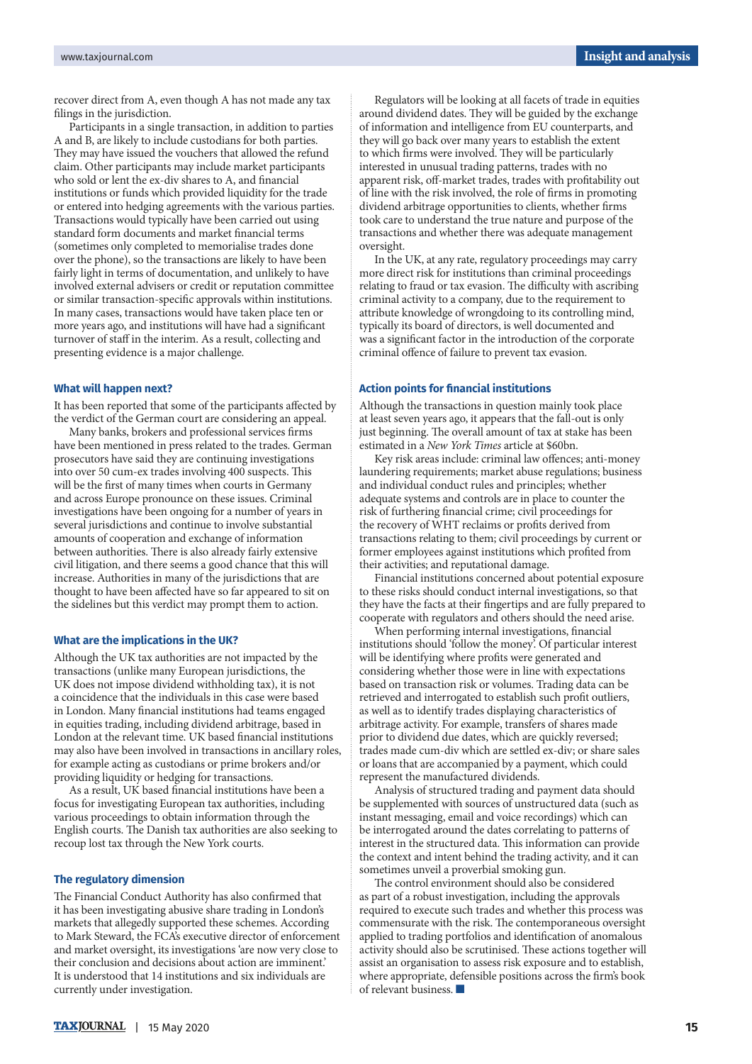recover direct from A, even though A has not made any tax filings in the jurisdiction.

Participants in a single transaction, in addition to parties A and B, are likely to include custodians for both parties. They may have issued the vouchers that allowed the refund claim. Other participants may include market participants who sold or lent the ex-div shares to A, and financial institutions or funds which provided liquidity for the trade or entered into hedging agreements with the various parties. Transactions would typically have been carried out using standard form documents and market financial terms (sometimes only completed to memorialise trades done over the phone), so the transactions are likely to have been fairly light in terms of documentation, and unlikely to have involved external advisers or credit or reputation committee or similar transaction-specific approvals within institutions. In many cases, transactions would have taken place ten or more years ago, and institutions will have had a significant turnover of staff in the interim. As a result, collecting and presenting evidence is a major challenge.

## What will happen next?

It has been reported that some of the participants affected by the verdict of the German court are considering an appeal.

Many banks, brokers and professional services firms have been mentioned in press related to the trades. German prosecutors have said they are continuing investigations into over 50 cum-ex trades involving 400 suspects. This will be the first of many times when courts in Germany and across Europe pronounce on these issues. Criminal investigations have been ongoing for a number of years in several jurisdictions and continue to involve substantial amounts of cooperation and exchange of information between authorities. There is also already fairly extensive civil litigation, and there seems a good chance that this will increase. Authorities in many of the jurisdictions that are thought to have been affected have so far appeared to sit on the sidelines but this verdict may prompt them to action.

## What are the implications in the UK?

Although the UK tax authorities are not impacted by the transactions (unlike many European jurisdictions, the UK does not impose dividend withholding tax), it is not a coincidence that the individuals in this case were based in London. Many financial institutions had teams engaged in equities trading, including dividend arbitrage, based in London at the relevant time. UK based financial institutions may also have been involved in transactions in ancillary roles, for example acting as custodians or prime brokers and/or providing liquidity or hedging for transactions.

As a result, UK based financial institutions have been a focus for investigating European tax authorities, including various proceedings to obtain information through the English courts. The Danish tax authorities are also seeking to recoup lost tax through the New York courts.

## The regulatory dimension

The Financial Conduct Authority has also confirmed that it has been investigating abusive share trading in London's markets that allegedly supported these schemes. According to Mark Steward, the FCA's executive director of enforcement and market oversight, its investigations 'are now very close to their conclusion and decisions about action are imminent.' It is understood that 14 institutions and six individuals are currently under investigation.

Regulators will be looking at all facets of trade in equities around dividend dates. They will be guided by the exchange of information and intelligence from EU counterparts, and they will go back over many years to establish the extent to which firms were involved. They will be particularly interested in unusual trading patterns, trades with no apparent risk, off-market trades, trades with profitability out of line with the risk involved, the role of firms in promoting dividend arbitrage opportunities to clients, whether firms took care to understand the true nature and purpose of the transactions and whether there was adequate management oversight.

In the UK, at any rate, regulatory proceedings may carry more direct risk for institutions than criminal proceedings relating to fraud or tax evasion. The difficulty with ascribing criminal activity to a company, due to the requirement to attribute knowledge of wrongdoing to its controlling mind, typically its board of directors, is well documented and was a significant factor in the introduction of the corporate criminal offence of failure to prevent tax evasion.

## Action points for financial institutions

Although the transactions in question mainly took place at least seven years ago, it appears that the fall-out is only just beginning. The overall amount of tax at stake has been estimated in a *New York Times* article at $60bn.

Key risk areas include: criminal law offences; anti-money laundering requirements; market abuse regulations; business and individual conduct rules and principles; whether adequate systems and controls are in place to counter the risk of furthering financial crime; civil proceedings for the recovery of WHT reclaims or profits derived from transactions relating to them; civil proceedings by current or former employees against institutions which profited from their activities; and reputational damage.

Financial institutions concerned about potential exposure to these risks should conduct internal investigations, so that they have the facts at their fingertips and are fully prepared to cooperate with regulators and others should the need arise.

When performing internal investigations, financial institutions should 'follow the money'. Of particular interest will be identifying where profits were generated and considering whether those were in line with expectations based on transaction risk or volumes. Trading data can be retrieved and interrogated to establish such profit outliers, as well as to identify trades displaying characteristics of arbitrage activity. For example, transfers of shares made prior to dividend due dates, which are quickly reversed; trades made cum-div which are settled ex-div; or share sales or loans that are accompanied by a payment, which could represent the manufactured dividends.

Analysis of structured trading and payment data should be supplemented with sources of unstructured data (such as instant messaging, email and voice recordings) which can be interrogated around the dates correlating to patterns of interest in the structured data. This information can provide the context and intent behind the trading activity, and it can sometimes unveil a proverbial smoking gun.

The control environment should also be considered as part of a robust investigation, including the approvals required to execute such trades and whether this process was commensurate with the risk. The contemporaneous oversight applied to trading portfolios and identification of anomalous activity should also be scrutinised. These actions together will assist an organisation to assess risk exposure and to establish, where appropriate, defensible positions across the firm's book of relevant business. ■